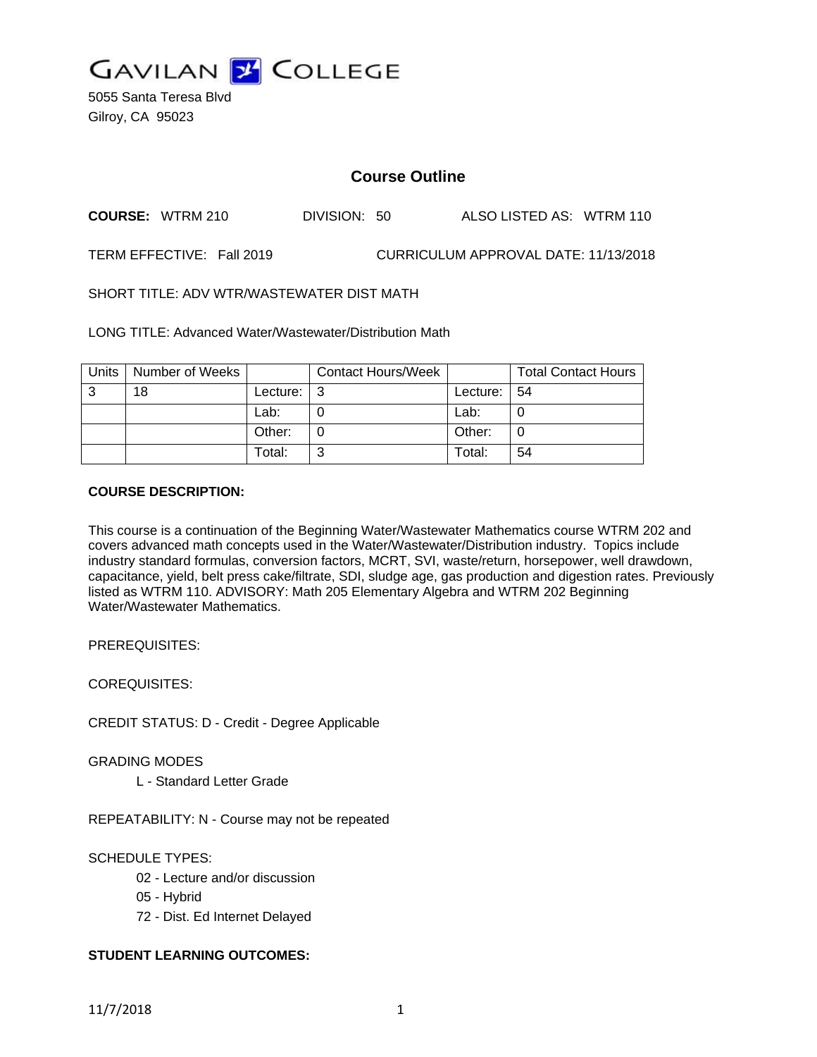# GAVILAN COLLEGE

5055 Santa Teresa Blvd
Gilroy, CA 95023

## Course Outline

**COURSE:** WTRM 210 DIVISION: 50 ALSO LISTED AS: WTRM 110

TERM EFFECTIVE: Fall 2019 CURRICULUM APPROVAL DATE: 11/13/2018

SHORT TITLE: ADV WTR/WASTEWATER DIST MATH

LONG TITLE: Advanced Water/Wastewater/Distribution Math

| Units | Number of Weeks | | Contact Hours/Week | | Total Contact Hours |
|---|---|---|---|---|---|
| 3 | 18 | Lecture: | 3 | Lecture: | 54 |
| | | Lab: | 0 | Lab: | 0 |
| | | Other: | 0 | Other: | 0 |
| | | Total: | 3 | Total: | 54 |

**COURSE DESCRIPTION:**

This course is a continuation of the Beginning Water/Wastewater Mathematics course WTRM 202 and covers advanced math concepts used in the Water/Wastewater/Distribution industry. Topics include industry standard formulas, conversion factors, MCRT, SVI, waste/return, horsepower, well drawdown, capacitance, yield, belt press cake/filtrate, SDI, sludge age, gas production and digestion rates. Previously listed as WTRM 110. ADVISORY: Math 205 Elementary Algebra and WTRM 202 Beginning Water/Wastewater Mathematics.

PREREQUISITES:

COREQUISITES:

CREDIT STATUS: D - Credit - Degree Applicable

GRADING MODES

L - Standard Letter Grade

REPEATABILITY: N - Course may not be repeated

SCHEDULE TYPES:

02 - Lecture and/or discussion
05 - Hybrid
72 - Dist. Ed Internet Delayed

**STUDENT LEARNING OUTCOMES:**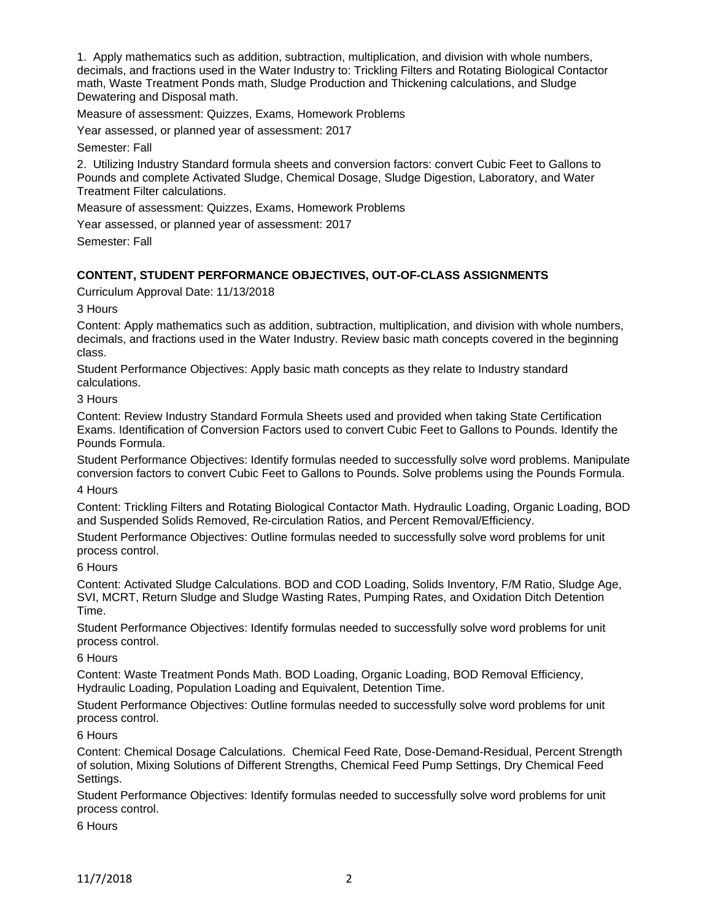1. Apply mathematics such as addition, subtraction, multiplication, and division with whole numbers, decimals, and fractions used in the Water Industry to: Trickling Filters and Rotating Biological Contactor math, Waste Treatment Ponds math, Sludge Production and Thickening calculations, and Sludge Dewatering and Disposal math.

Measure of assessment: Quizzes, Exams, Homework Problems

Year assessed, or planned year of assessment: 2017

Semester: Fall

2. Utilizing Industry Standard formula sheets and conversion factors: convert Cubic Feet to Gallons to Pounds and complete Activated Sludge, Chemical Dosage, Sludge Digestion, Laboratory, and Water Treatment Filter calculations.

Measure of assessment: Quizzes, Exams, Homework Problems

Year assessed, or planned year of assessment: 2017

Semester: Fall

**CONTENT, STUDENT PERFORMANCE OBJECTIVES, OUT-OF-CLASS ASSIGNMENTS**

Curriculum Approval Date: 11/13/2018

3 Hours

Content: Apply mathematics such as addition, subtraction, multiplication, and division with whole numbers, decimals, and fractions used in the Water Industry. Review basic math concepts covered in the beginning class.

Student Performance Objectives: Apply basic math concepts as they relate to Industry standard calculations.

3 Hours

Content: Review Industry Standard Formula Sheets used and provided when taking State Certification Exams. Identification of Conversion Factors used to convert Cubic Feet to Gallons to Pounds. Identify the Pounds Formula.

Student Performance Objectives: Identify formulas needed to successfully solve word problems. Manipulate conversion factors to convert Cubic Feet to Gallons to Pounds. Solve problems using the Pounds Formula.

4 Hours

Content: Trickling Filters and Rotating Biological Contactor Math. Hydraulic Loading, Organic Loading, BOD and Suspended Solids Removed, Re-circulation Ratios, and Percent Removal/Efficiency.

Student Performance Objectives: Outline formulas needed to successfully solve word problems for unit process control.

6 Hours

Content: Activated Sludge Calculations. BOD and COD Loading, Solids Inventory, F/M Ratio, Sludge Age, SVI, MCRT, Return Sludge and Sludge Wasting Rates, Pumping Rates, and Oxidation Ditch Detention Time.

Student Performance Objectives: Identify formulas needed to successfully solve word problems for unit process control.

6 Hours

Content: Waste Treatment Ponds Math. BOD Loading, Organic Loading, BOD Removal Efficiency, Hydraulic Loading, Population Loading and Equivalent, Detention Time.

Student Performance Objectives: Outline formulas needed to successfully solve word problems for unit process control.

6 Hours

Content: Chemical Dosage Calculations. Chemical Feed Rate, Dose-Demand-Residual, Percent Strength of solution, Mixing Solutions of Different Strengths, Chemical Feed Pump Settings, Dry Chemical Feed Settings.

Student Performance Objectives: Identify formulas needed to successfully solve word problems for unit process control.

6 Hours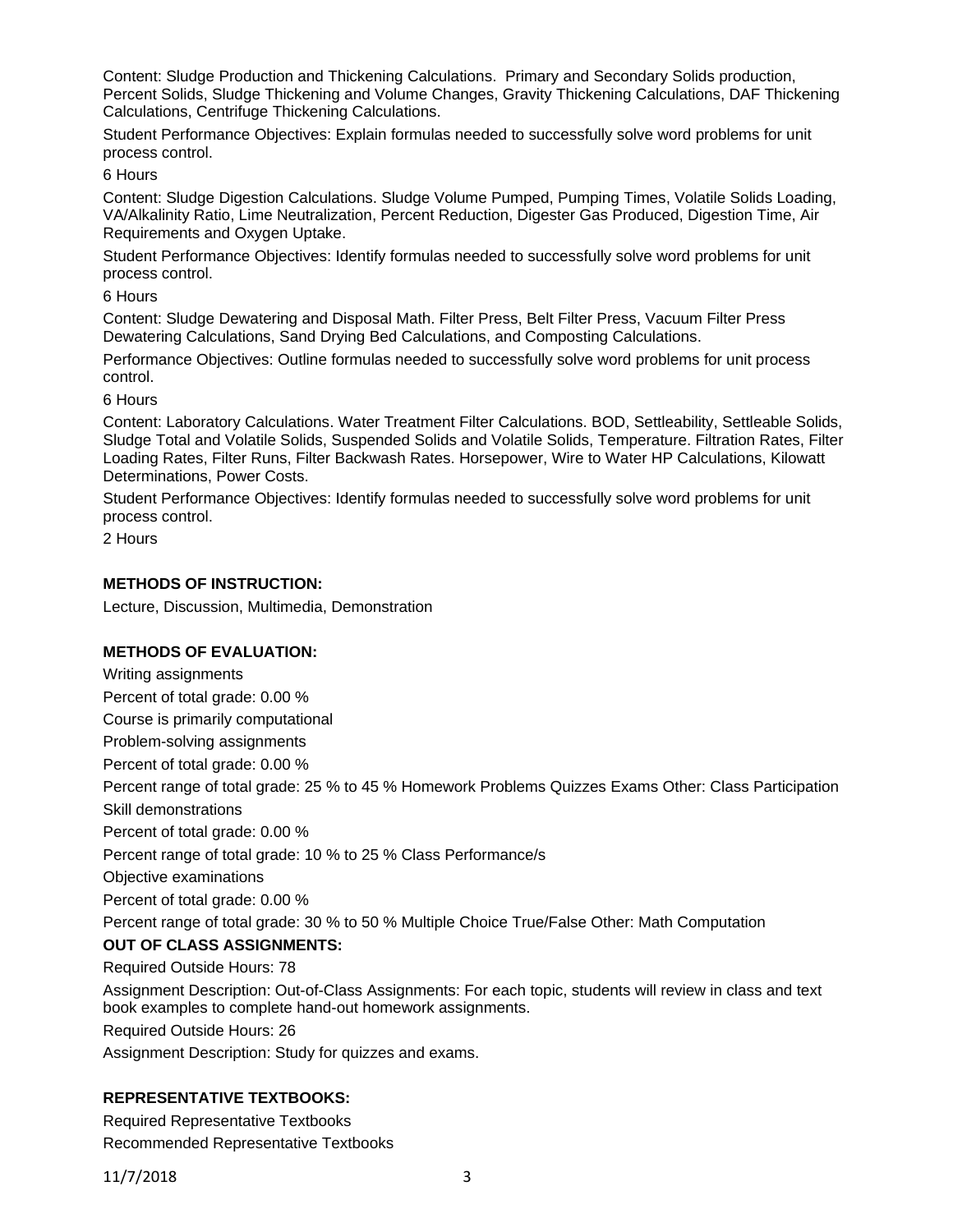Content: Sludge Production and Thickening Calculations. Primary and Secondary Solids production, Percent Solids, Sludge Thickening and Volume Changes, Gravity Thickening Calculations, DAF Thickening Calculations, Centrifuge Thickening Calculations.

Student Performance Objectives: Explain formulas needed to successfully solve word problems for unit process control.

6 Hours

Content: Sludge Digestion Calculations. Sludge Volume Pumped, Pumping Times, Volatile Solids Loading, VA/Alkalinity Ratio, Lime Neutralization, Percent Reduction, Digester Gas Produced, Digestion Time, Air Requirements and Oxygen Uptake.

Student Performance Objectives: Identify formulas needed to successfully solve word problems for unit process control.

6 Hours

Content: Sludge Dewatering and Disposal Math. Filter Press, Belt Filter Press, Vacuum Filter Press Dewatering Calculations, Sand Drying Bed Calculations, and Composting Calculations.

Performance Objectives: Outline formulas needed to successfully solve word problems for unit process control.

6 Hours

Content: Laboratory Calculations. Water Treatment Filter Calculations. BOD, Settleability, Settleable Solids, Sludge Total and Volatile Solids, Suspended Solids and Volatile Solids, Temperature. Filtration Rates, Filter Loading Rates, Filter Runs, Filter Backwash Rates. Horsepower, Wire to Water HP Calculations, Kilowatt Determinations, Power Costs.

Student Performance Objectives: Identify formulas needed to successfully solve word problems for unit process control.

2 Hours

**METHODS OF INSTRUCTION:**

Lecture, Discussion, Multimedia, Demonstration

**METHODS OF EVALUATION:**

Writing assignments

Percent of total grade: 0.00 %

Course is primarily computational

Problem-solving assignments

Percent of total grade: 0.00 %

Percent range of total grade: 25 % to 45 % Homework Problems Quizzes Exams Other: Class Participation

Skill demonstrations

Percent of total grade: 0.00 %

Percent range of total grade: 10 % to 25 % Class Performance/s

Objective examinations

Percent of total grade: 0.00 %

Percent range of total grade: 30 % to 50 % Multiple Choice True/False Other: Math Computation

**OUT OF CLASS ASSIGNMENTS:**

Required Outside Hours: 78

Assignment Description: Out-of-Class Assignments: For each topic, students will review in class and text book examples to complete hand-out homework assignments.

Required Outside Hours: 26

Assignment Description: Study for quizzes and exams.

**REPRESENTATIVE TEXTBOOKS:**

Required Representative Textbooks

Recommended Representative Textbooks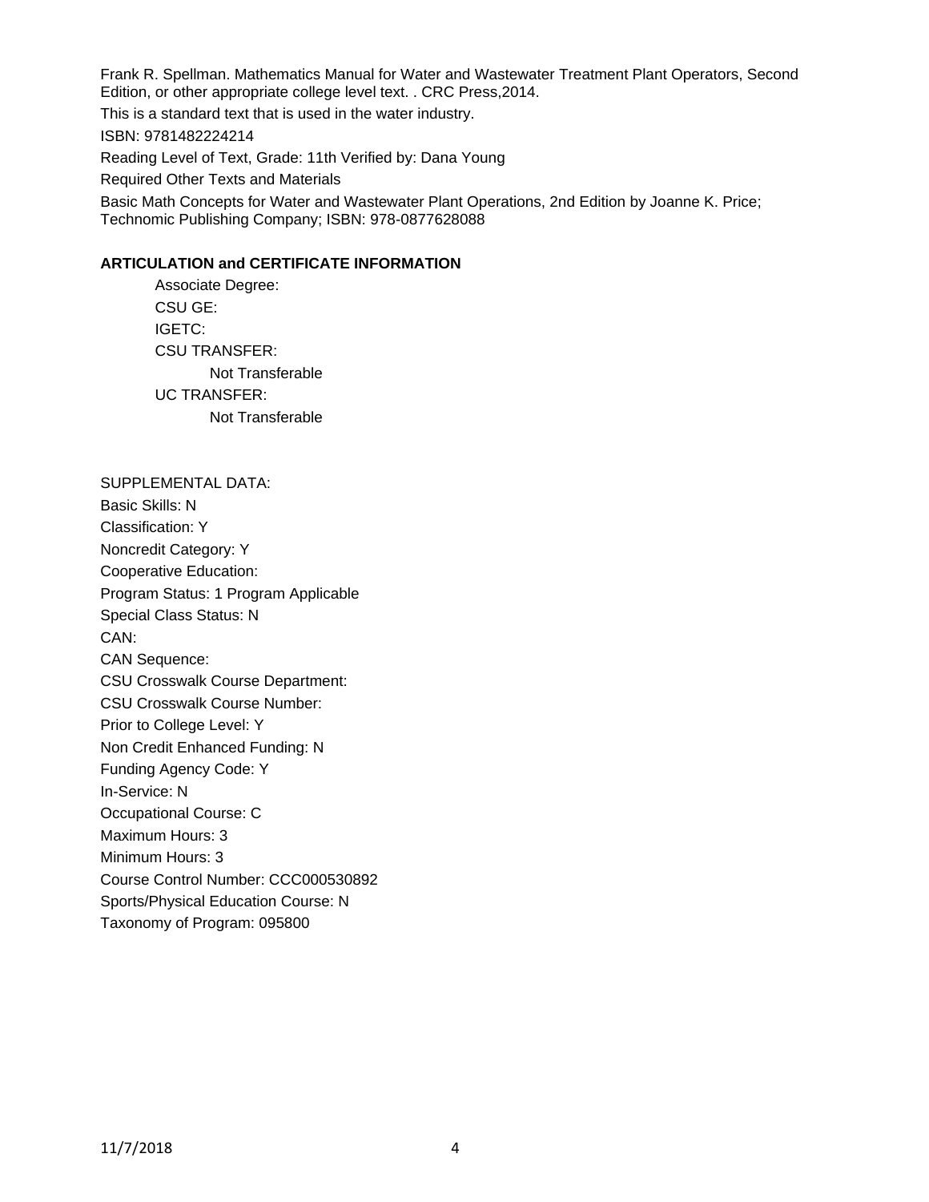Frank R. Spellman. Mathematics Manual for Water and Wastewater Treatment Plant Operators, Second Edition, or other appropriate college level text. . CRC Press,2014.

This is a standard text that is used in the water industry.

ISBN: 9781482224214

Reading Level of Text, Grade: 11th Verified by: Dana Young

Required Other Texts and Materials

Basic Math Concepts for Water and Wastewater Plant Operations, 2nd Edition by Joanne K. Price; Technomic Publishing Company; ISBN: 978-0877628088

**ARTICULATION and CERTIFICATE INFORMATION**

Associate Degree:

CSU GE:

IGETC:

CSU TRANSFER:

Not Transferable

UC TRANSFER:

Not Transferable

SUPPLEMENTAL DATA:

Basic Skills: N

Classification: Y

Noncredit Category: Y

Cooperative Education:

Program Status: 1 Program Applicable

Special Class Status: N

CAN:

CAN Sequence:

CSU Crosswalk Course Department:

CSU Crosswalk Course Number:

Prior to College Level: Y

Non Credit Enhanced Funding: N

Funding Agency Code: Y

In-Service: N

Occupational Course: C

Maximum Hours: 3

Minimum Hours: 3

Course Control Number: CCC000530892

Sports/Physical Education Course: N

Taxonomy of Program: 095800